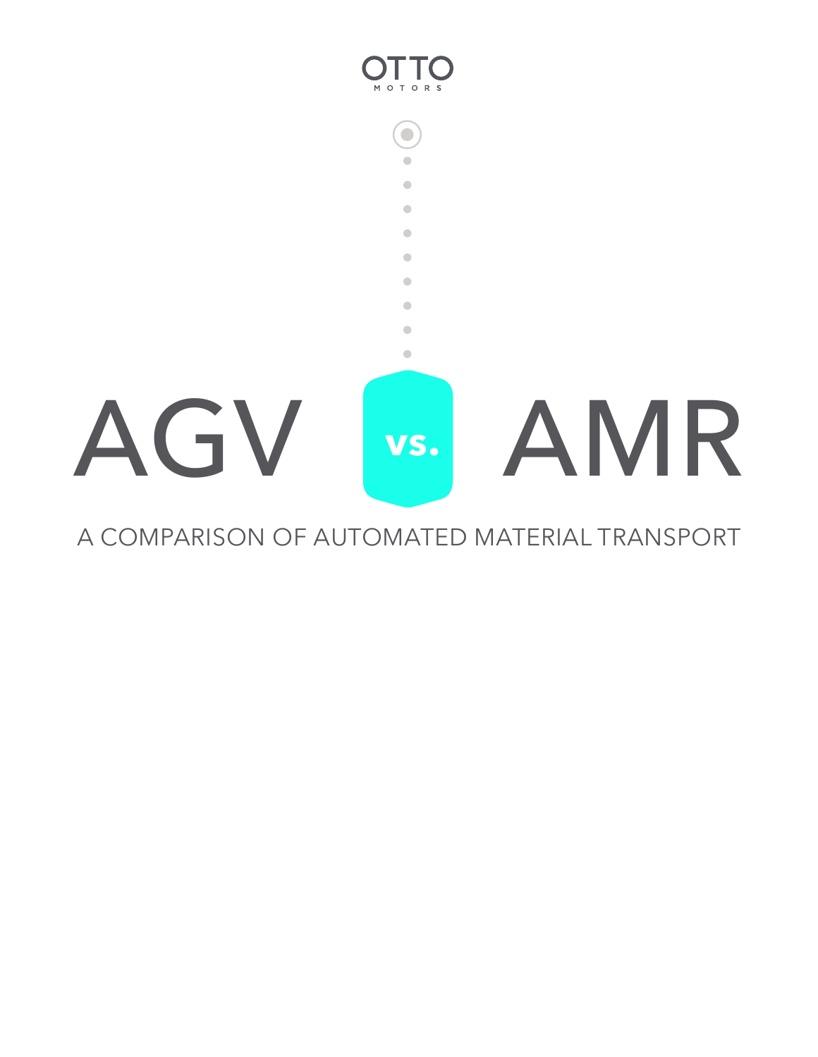OTTO

MOTORS

# AGV vs. AMR

A COMPARISON OF AUTOMATED MATERIAL TRANSPORT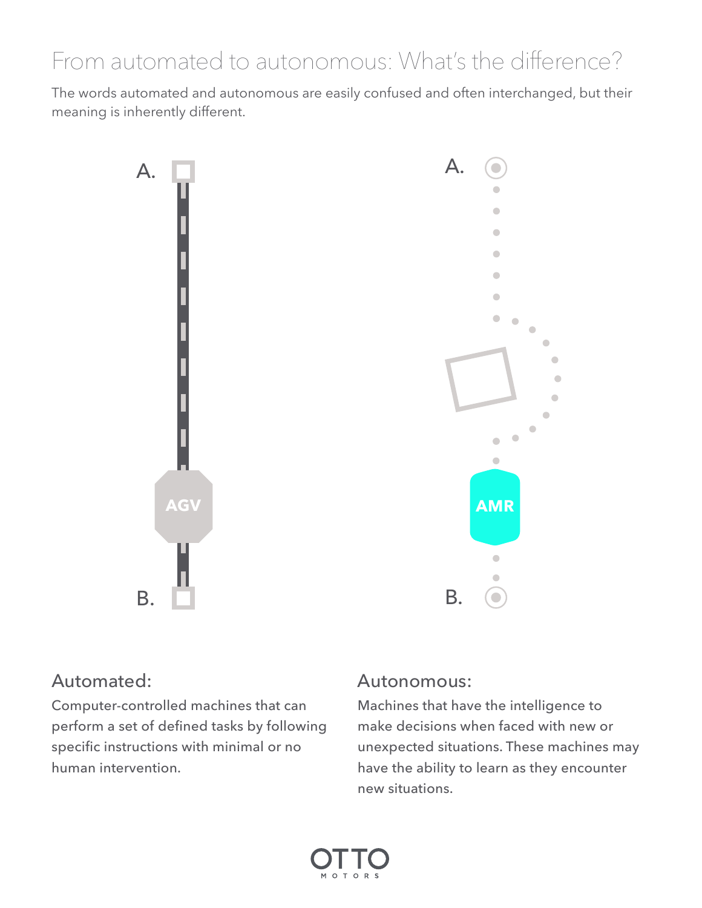# From automated to autonomous: What's the difference?

The words automated and autonomous are easily confused and often interchanged, but their meaning is inherently different.

A. B. AGV

A. B. AMR

## Automated:

Computer-controlled machines that can perform a set of defined tasks by following specific instructions with minimal or no human intervention.

## Autonomous:

Machines that have the intelligence to make decisions when faced with new or unexpected situations. These machines may have the ability to learn as they encounter new situations.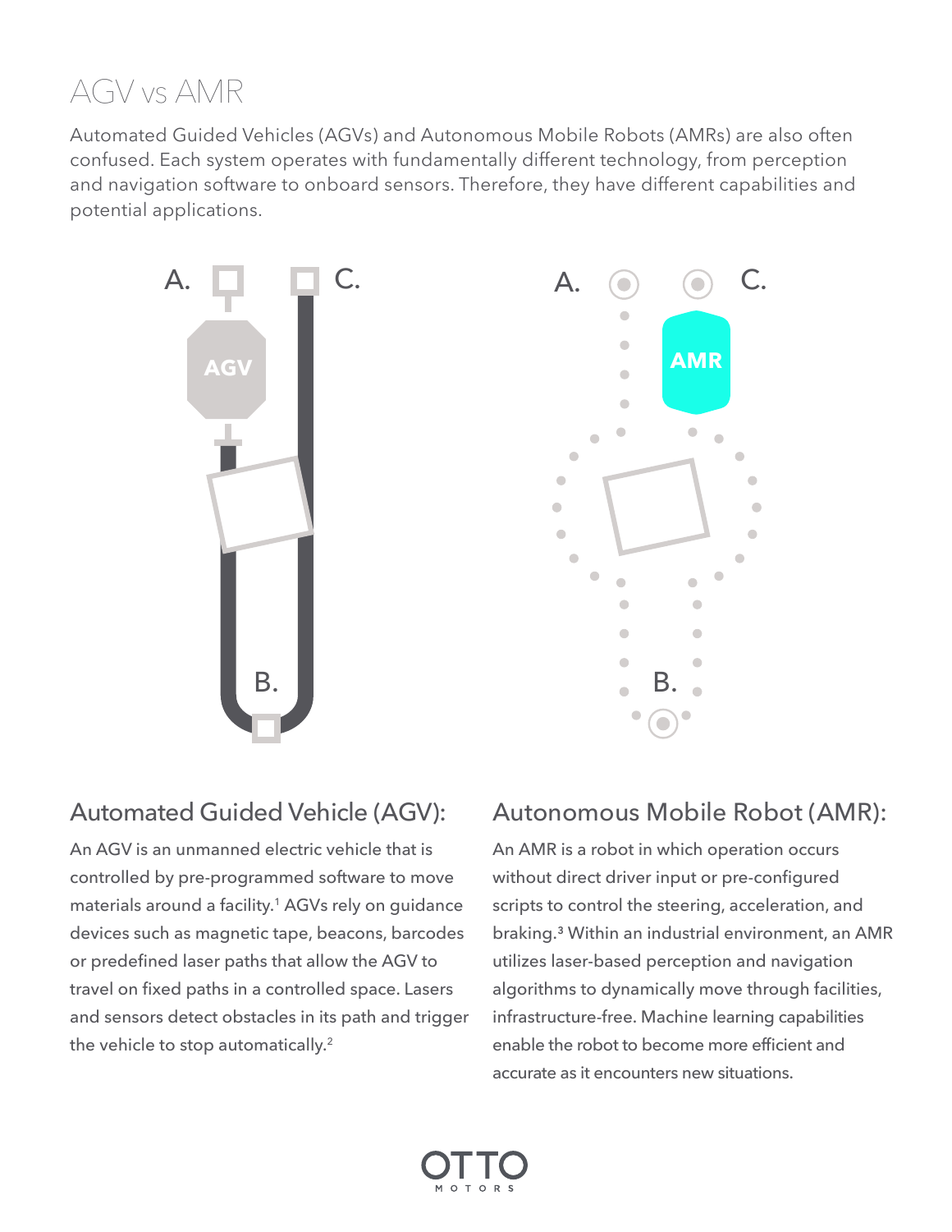# AGV vs AMR

Automated Guided Vehicles (AGVs) and Autonomous Mobile Robots (AMRs) are also often confused. Each system operates with fundamentally different technology, from perception and navigation software to onboard sensors. Therefore, they have different capabilities and potential applications.

## Automated Guided Vehicle (AGV):

An AGV is an unmanned electric vehicle that is controlled by pre-programmed software to move materials around a facility.[1] AGVs rely on guidance devices such as magnetic tape, beacons, barcodes or predefined laser paths that allow the AGV to travel on fixed paths in a controlled space. Lasers and sensors detect obstacles in its path and trigger the vehicle to stop automatically.[2]

## Autonomous Mobile Robot (AMR):

An AMR is a robot in which operation occurs without direct driver input or pre-configured scripts to control the steering, acceleration, and braking.[3] Within an industrial environment, an AMR utilizes laser-based perception and navigation algorithms to dynamically move through facilities, infrastructure-free. Machine learning capabilities enable the robot to become more efficient and accurate as it encounters new situations.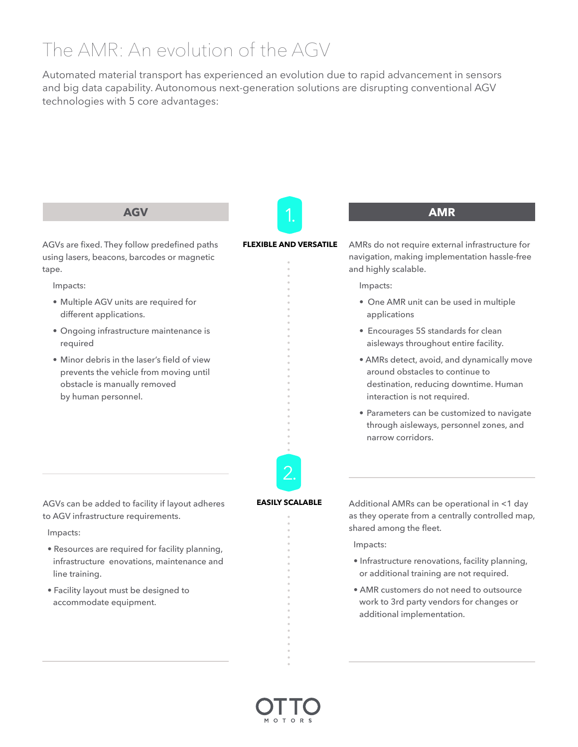# The AMR: An evolution of the AGV

Automated material transport has experienced an evolution due to rapid advancement in sensors and big data capability. Autonomous next-generation solutions are disrupting conventional AGV technologies with 5 core advantages:

## 1. FLEXIBLE AND VERSATILE

### AGV

AGVs are fixed. They follow predefined paths using lasers, beacons, barcodes or magnetic tape.

Impacts:

- Multiple AGV units are required for different applications.
- Ongoing infrastructure maintenance is required
- Minor debris in the laser's field of view prevents the vehicle from moving until obstacle is manually removed by human personnel.

### AMR

AMRs do not require external infrastructure for navigation, making implementation hassle-free and highly scalable.

Impacts:

- One AMR unit can be used in multiple applications
- Encourages 5S standards for clean aisleways throughout entire facility.
- AMRs detect, avoid, and dynamically move around obstacles to continue to destination, reducing downtime. Human interaction is not required.
- Parameters can be customized to navigate through aisleways, personnel zones, and narrow corridors.

## 2. EASILY SCALABLE

### AGV

AGVs can be added to facility if layout adheres to AGV infrastructure requirements.

Impacts:

- Resources are required for facility planning, infrastructure enovations, maintenance and line training.
- Facility layout must be designed to accommodate equipment.

### AMR

Additional AMRs can be operational in <1 day as they operate from a centrally controlled map, shared among the fleet.

Impacts:

- Infrastructure renovations, facility planning, or additional training are not required.
- AMR customers do not need to outsource work to 3rd party vendors for changes or additional implementation.

OTTO MOTORS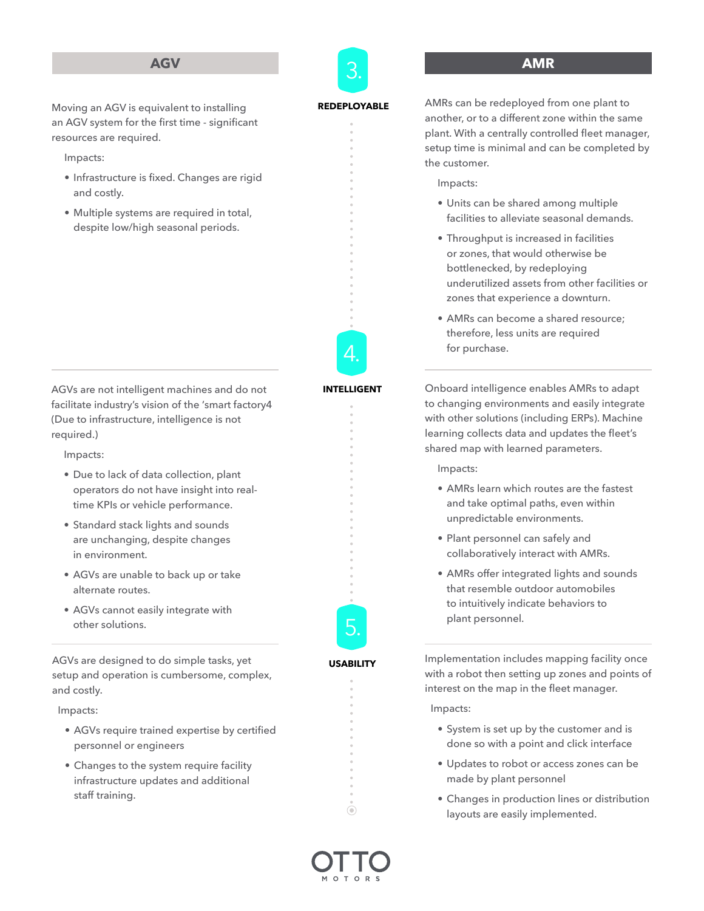## 3. REDEPLOYABLE

### AGV

Moving an AGV is equivalent to installing an AGV system for the first time - significant resources are required.

Impacts:

- Infrastructure is fixed. Changes are rigid and costly.
- Multiple systems are required in total, despite low/high seasonal periods.

### AMR

AMRs can be redeployed from one plant to another, or to a different zone within the same plant. With a centrally controlled fleet manager, setup time is minimal and can be completed by the customer.

Impacts:

- Units can be shared among multiple facilities to alleviate seasonal demands.
- Throughput is increased in facilities or zones, that would otherwise be bottlenecked, by redeploying underutilized assets from other facilities or zones that experience a downturn.
- AMRs can become a shared resource; therefore, less units are required for purchase.

## 4. INTELLIGENT

### AGV

AGVs are not intelligent machines and do not facilitate industry's vision of the 'smart factory4 (Due to infrastructure, intelligence is not required.)

Impacts:

- Due to lack of data collection, plant operators do not have insight into real-time KPIs or vehicle performance.
- Standard stack lights and sounds are unchanging, despite changes in environment.
- AGVs are unable to back up or take alternate routes.
- AGVs cannot easily integrate with other solutions.

### AMR

Onboard intelligence enables AMRs to adapt to changing environments and easily integrate with other solutions (including ERPs). Machine learning collects data and updates the fleet's shared map with learned parameters.

Impacts:

- AMRs learn which routes are the fastest and take optimal paths, even within unpredictable environments.
- Plant personnel can safely and collaboratively interact with AMRs.
- AMRs offer integrated lights and sounds that resemble outdoor automobiles to intuitively indicate behaviors to plant personnel.

## 5. USABILITY

### AGV

AGVs are designed to do simple tasks, yet setup and operation is cumbersome, complex, and costly.

Impacts:

- AGVs require trained expertise by certified personnel or engineers
- Changes to the system require facility infrastructure updates and additional staff training.

### AMR

Implementation includes mapping facility once with a robot then setting up zones and points of interest on the map in the fleet manager.

Impacts:

- System is set up by the customer and is done so with a point and click interface
- Updates to robot or access zones can be made by plant personnel
- Changes in production lines or distribution layouts are easily implemented.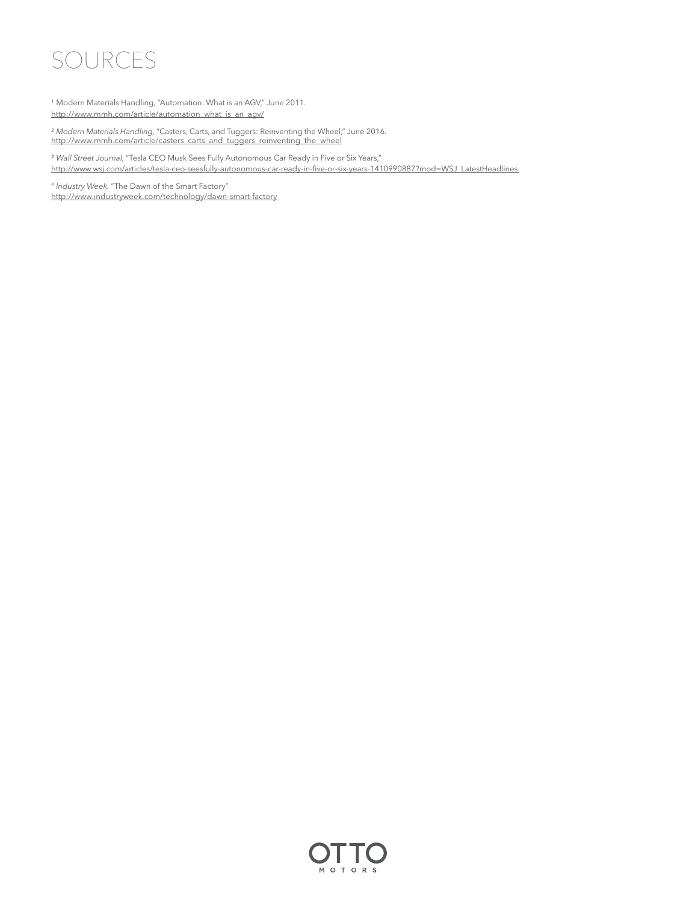# SOURCES

[1] Modern Materials Handling, "Automation: What is an AGV," June 2011.
http://www.mmh.com/article/automation_what_is_an_agv/

[2] *Modern Materials Handling,* "Casters, Carts, and Tuggers: Reinventing the Wheel," June 2016.
http://www.mmh.com/article/casters_carts_and_tuggers_reinventing_the_wheel

[2] *Wall Street Journal,* "Tesla CEO Musk Sees Fully Autonomous Car Ready in Five or Six Years,"
http://www.wsj.com/articles/tesla-ceo-seesfully-autonomous-car-ready-in-five-or-six-years-1410990887?mod=WSJ_LatestHeadlines

[4] *Industry Week.* "The Dawn of the Smart Factory"
http://www.industryweek.com/technology/dawn-smart-factory